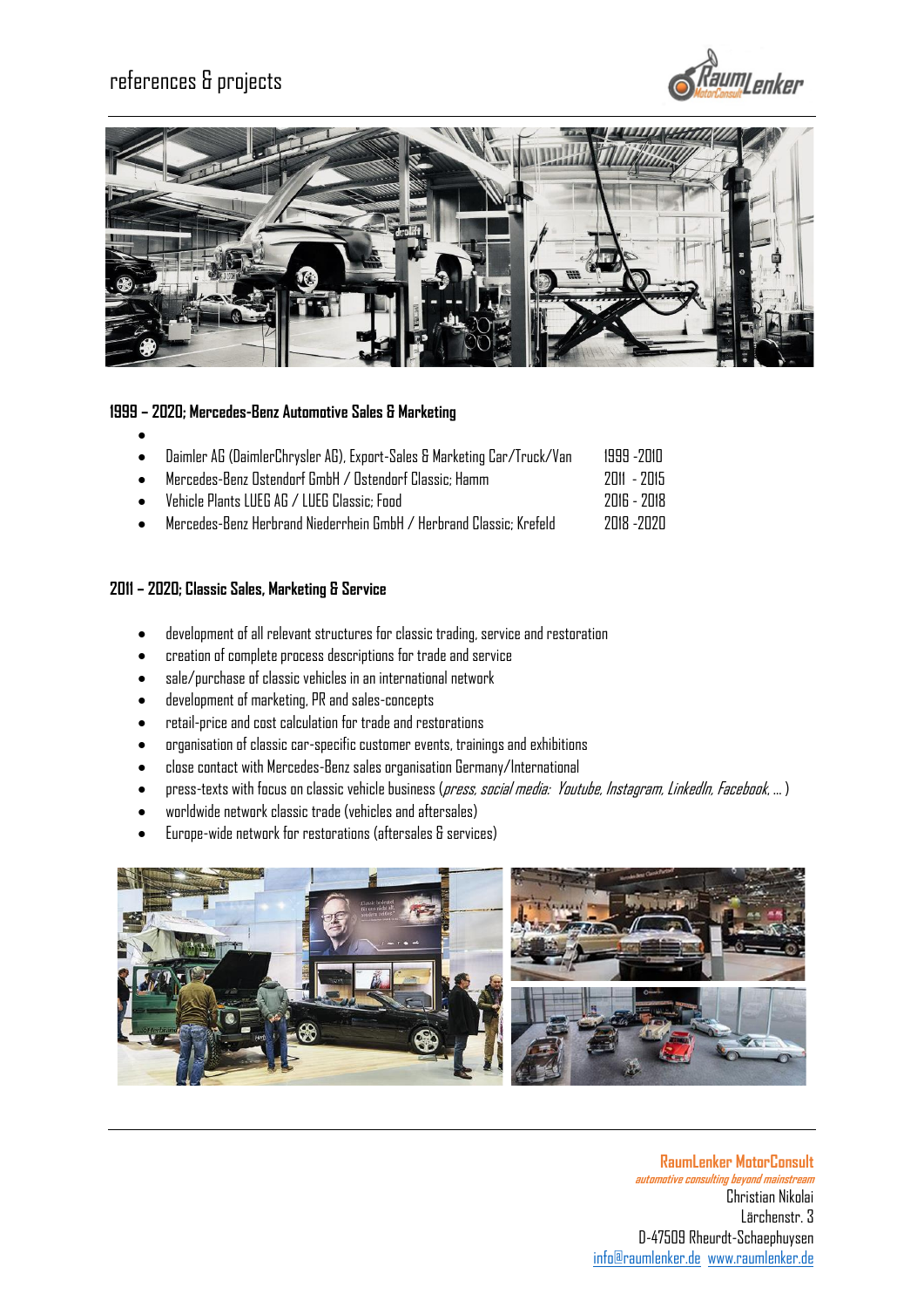# references & projects

**1999 – 2020; Mercedes-Benz Automotive Sales & Marketing**

- 
- Daimler AG (DaimlerChrysler AG), Export-Sales & Marketing Car/Truck/Van 1999 -2010
- Mercedes-Benz Ostendorf GmbH / Ostendorf Classic; Hamm 2011 - 2015
- Vehicle Plants LUEG AG / LUEG Classic; Food 2016 - 2018
- Mercedes-Benz Herbrand Niederrhein GmbH / Herbrand Classic; Krefeld 2018 -2020

**2011 – 2020; Classic Sales, Marketing & Service**

- development of all relevant structures for classic trading, service and restoration
- creation of complete process descriptions for trade and service
- sale/purchase of classic vehicles in an international network
- development of marketing, PR and sales-concepts
- retail-price and cost calculation for trade and restorations
- organisation of classic car-specific customer events, trainings and exhibitions
- close contact with Mercedes-Benz sales organisation Germany/International
- press-texts with focus on classic vehicle business (*press, social media: Youtube, Instagram, LinkedIn, Facebook, ...* )
- worldwide network classic trade (vehicles and aftersales)
- Europe-wide network for restorations (aftersales & services)

**RaumLenker MotorConsult**
*automotive consulting beyond mainstream*
Christian Nikolai
Lärchenstr. 3
D-47509 Rheurdt-Schaephuysen
info@raumlenker.de www.raumlenker.de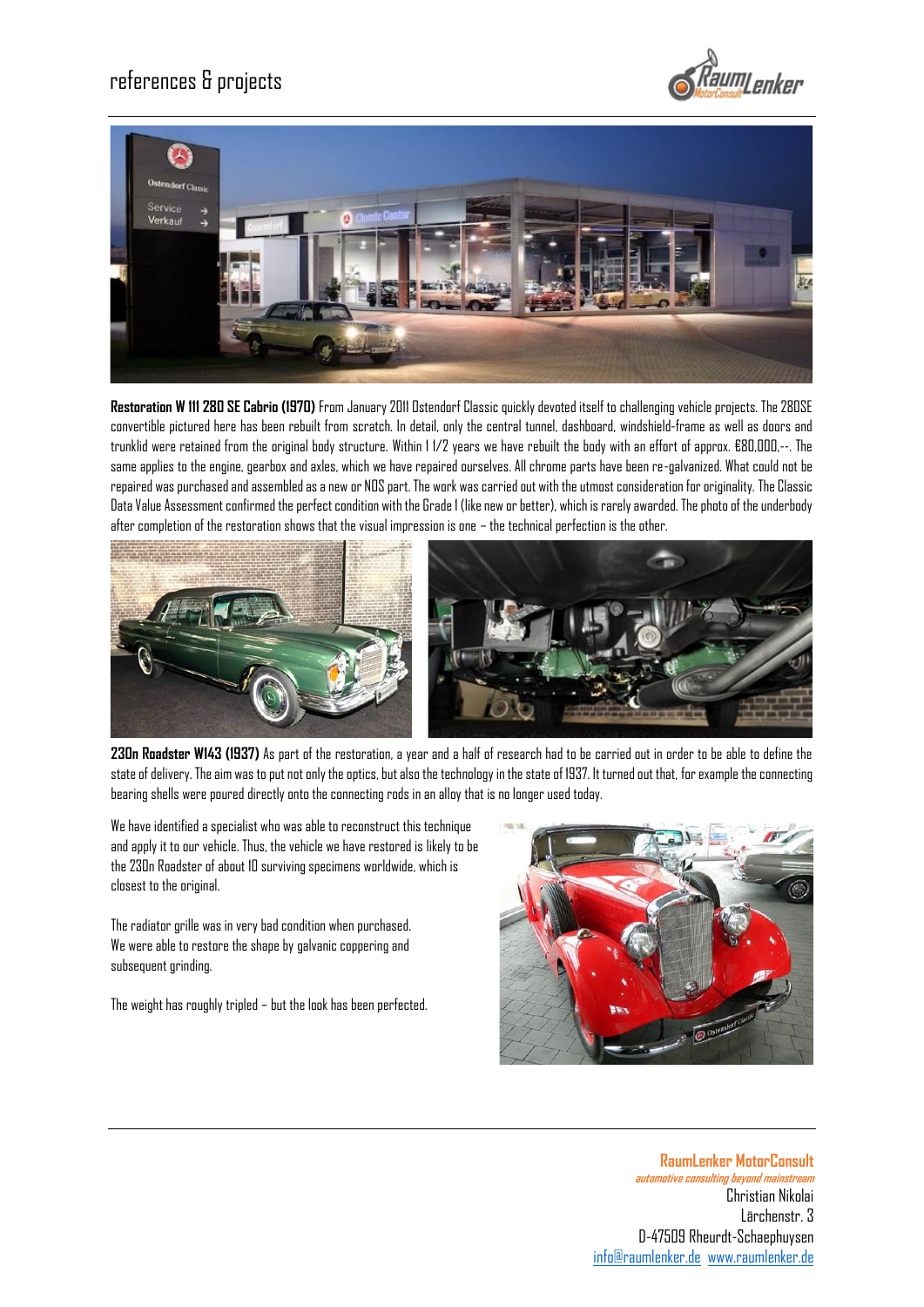# references & projects

**Restoration W 111 280 SE Cabrio (1970)** From January 2011 Ostendorf Classic quickly devoted itself to challenging vehicle projects. The 280SE convertible pictured here has been rebuilt from scratch. In detail, only the central tunnel, dashboard, windshield-frame as well as doors and trunklid were retained from the original body structure. Within 1 1/2 years we have rebuilt the body with an effort of approx. €80,000,--. The same applies to the engine, gearbox and axles, which we have repaired ourselves. All chrome parts have been re-galvanized. What could not be repaired was purchased and assembled as a new or NOS part. The work was carried out with the utmost consideration for originality. The Classic Data Value Assessment confirmed the perfect condition with the Grade 1 (like new or better), which is rarely awarded. The photo of the underbody after completion of the restoration shows that the visual impression is one – the technical perfection is the other.

**230n Roadster W143 (1937)** As part of the restoration, a year and a half of research had to be carried out in order to be able to define the state of delivery. The aim was to put not only the optics, but also the technology in the state of 1937. It turned out that, for example the connecting bearing shells were poured directly onto the connecting rods in an alloy that is no longer used today.

We have identified a specialist who was able to reconstruct this technique and apply it to our vehicle. Thus, the vehicle we have restored is likely to be the 230n Roadster of about 10 surviving specimens worldwide, which is closest to the original.

The radiator grille was in very bad condition when purchased. We were able to restore the shape by galvanic coppering and subsequent grinding.

The weight has roughly tripled – but the look has been perfected.

**RaumLenker MotorConsult**
*automotive consulting beyond mainstream*
Christian Nikolai
Lärchenstr. 3
D-47509 Rheurdt-Schaephuysen
info@raumlenker.de www.raumlenker.de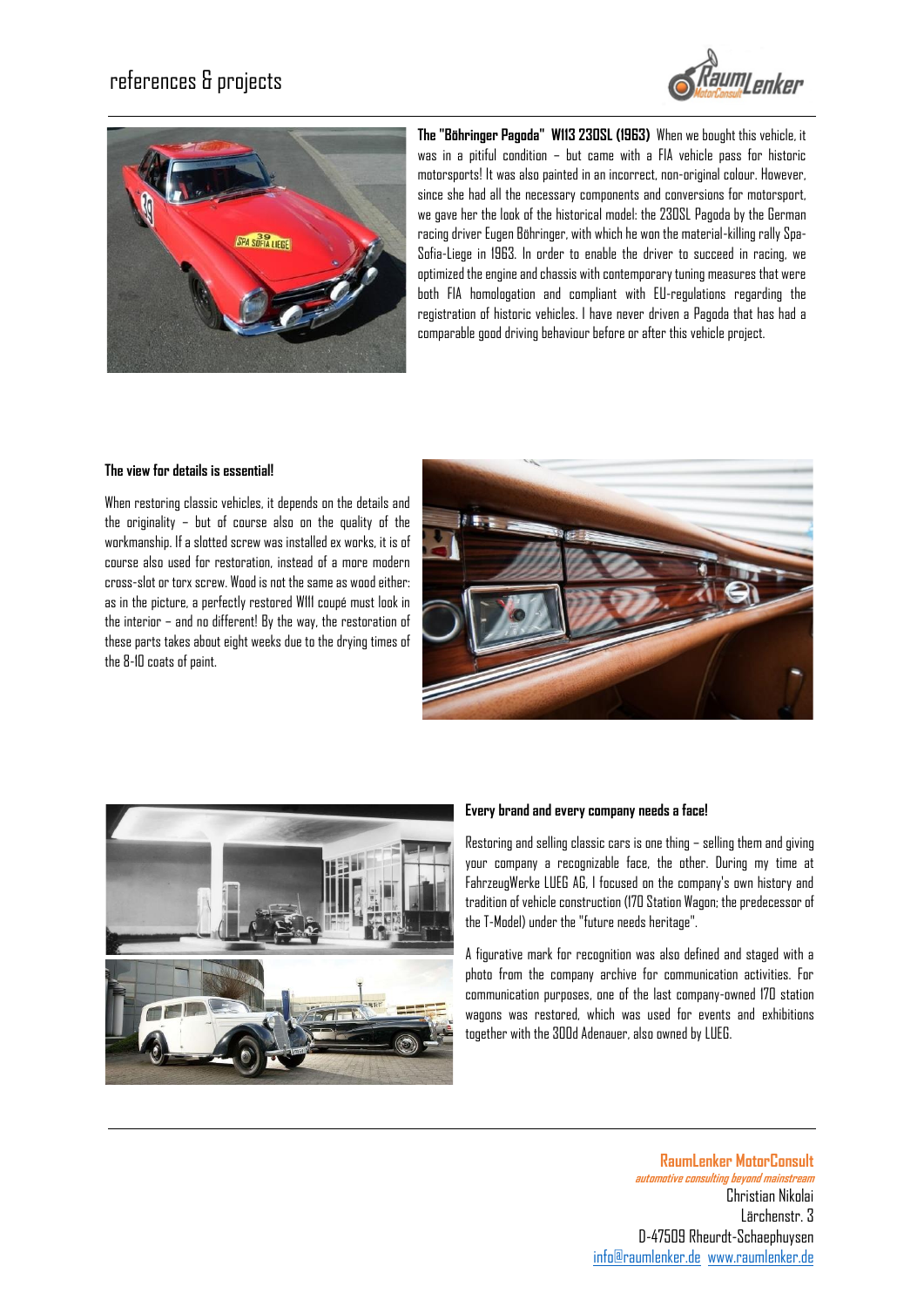# references & projects

**The "Böhringer Pagoda" W113 230SL (1963)** When we bought this vehicle, it was in a pitiful condition – but came with a FIA vehicle pass for historic motorsports! It was also painted in an incorrect, non-original colour. However, since she had all the necessary components and conversions for motorsport, we gave her the look of the historical model: the 230SL Pagoda by the German racing driver Eugen Böhringer, with which he won the material-killing rally Spa-Sofia-Liege in 1963. In order to enable the driver to succeed in racing, we optimized the engine and chassis with contemporary tuning measures that were both FIA homologation and compliant with EU-regulations regarding the registration of historic vehicles. I have never driven a Pagoda that has had a comparable good driving behaviour before or after this vehicle project.

**The view for details is essential!**

When restoring classic vehicles, it depends on the details and the originality – but of course also on the quality of the workmanship. If a slotted screw was installed ex works, it is of course also used for restoration, instead of a more modern cross-slot or torx screw. Wood is not the same as wood either: as in the picture, a perfectly restored W111 coupé must look in the interior – and no different! By the way, the restoration of these parts takes about eight weeks due to the drying times of the 8-10 coats of paint.

**Every brand and every company needs a face!**

Restoring and selling classic cars is one thing – selling them and giving your company a recognizable face, the other. During my time at FahrzeugWerke LUEG AG, I focused on the company's own history and tradition of vehicle construction (170 Station Wagon; the predecessor of the T-Model) under the "future needs heritage".

A figurative mark for recognition was also defined and staged with a photo from the company archive for communication activities. For communication purposes, one of the last company-owned 170 station wagons was restored, which was used for events and exhibitions together with the 300d Adenauer, also owned by LUEG.

**RaumLenker MotorConsult**
*automotive consulting beyond mainstream*
Christian Nikolai
Lärchenstr. 3
D-47509 Rheurdt-Schaephuysen
info@raumlenker.de www.raumlenker.de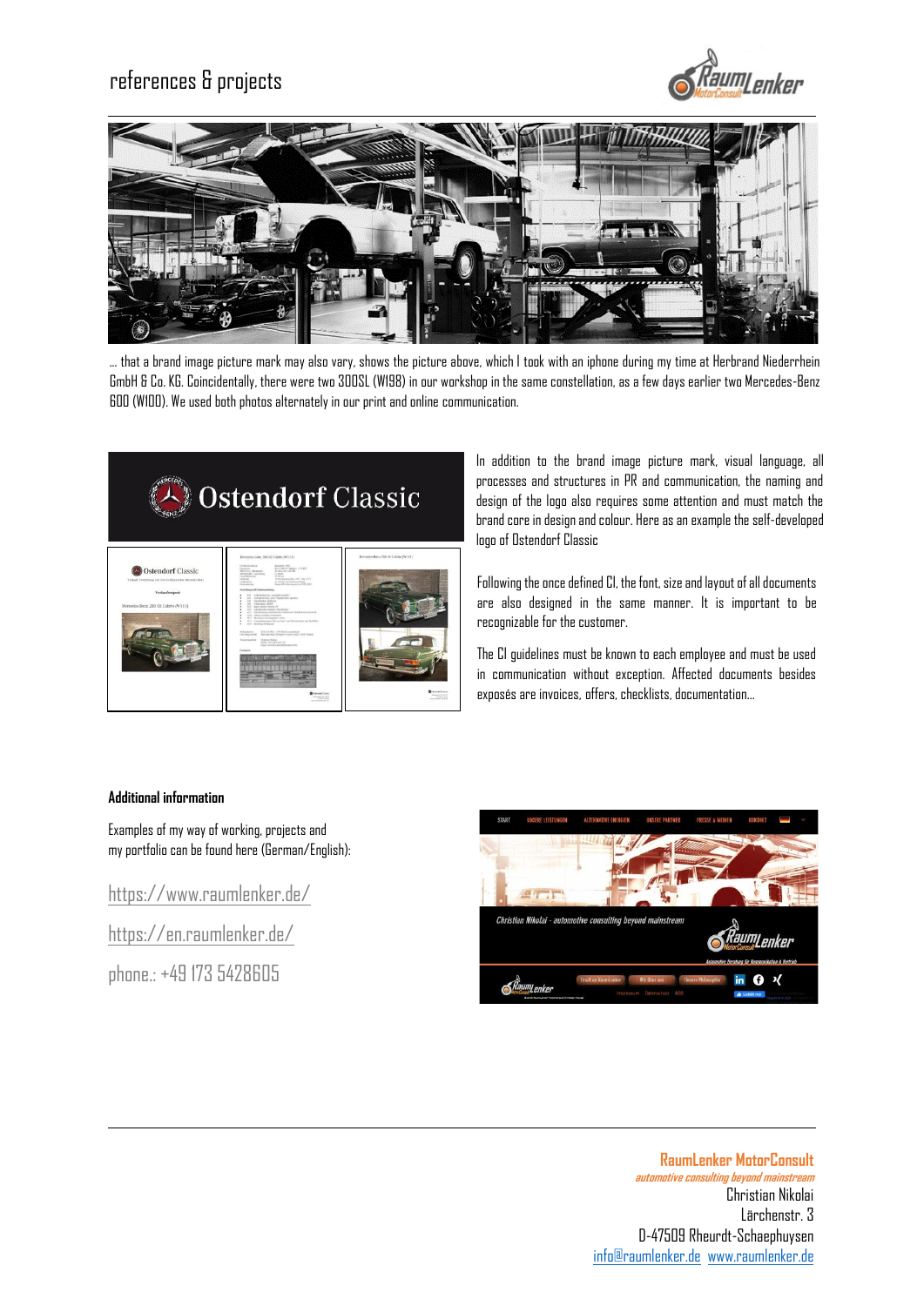# references & projects

… that a brand image picture mark may also vary, shows the picture above, which I took with an iphone during my time at Herbrand Niederrhein GmbH & Co. KG. Coincidentally, there were two 300SL (W198) in our workshop in the same constellation, as a few days earlier two Mercedes-Benz 600 (W100). We used both photos alternately in our print and online communication.

In addition to the brand image picture mark, visual language, all processes and structures in PR and communication, the naming and design of the logo also requires some attention and must match the brand core in design and colour. Here as an example the self-developed logo of Ostendorf Classic

Following the once defined CI, the font, size and layout of all documents are also designed in the same manner. It is important to be recognizable for the customer.

The CI guidelines must be known to each employee and must be used in communication without exception. Affected documents besides exposés are invoices, offers, checklists, documentation…

**Additional information**

Examples of my way of working, projects and
my portfolio can be found here (German/English):

https://www.raumlenker.de/

https://en.raumlenker.de/

phone.: +49 173 5428605

---

**RaumLenker MotorConsult**
*automotive consulting beyond mainstream*
Christian Nikolai
Lärchenstr. 3
D-47509 Rheurdt-Schaephuysen
info@raumlenker.de www.raumlenker.de